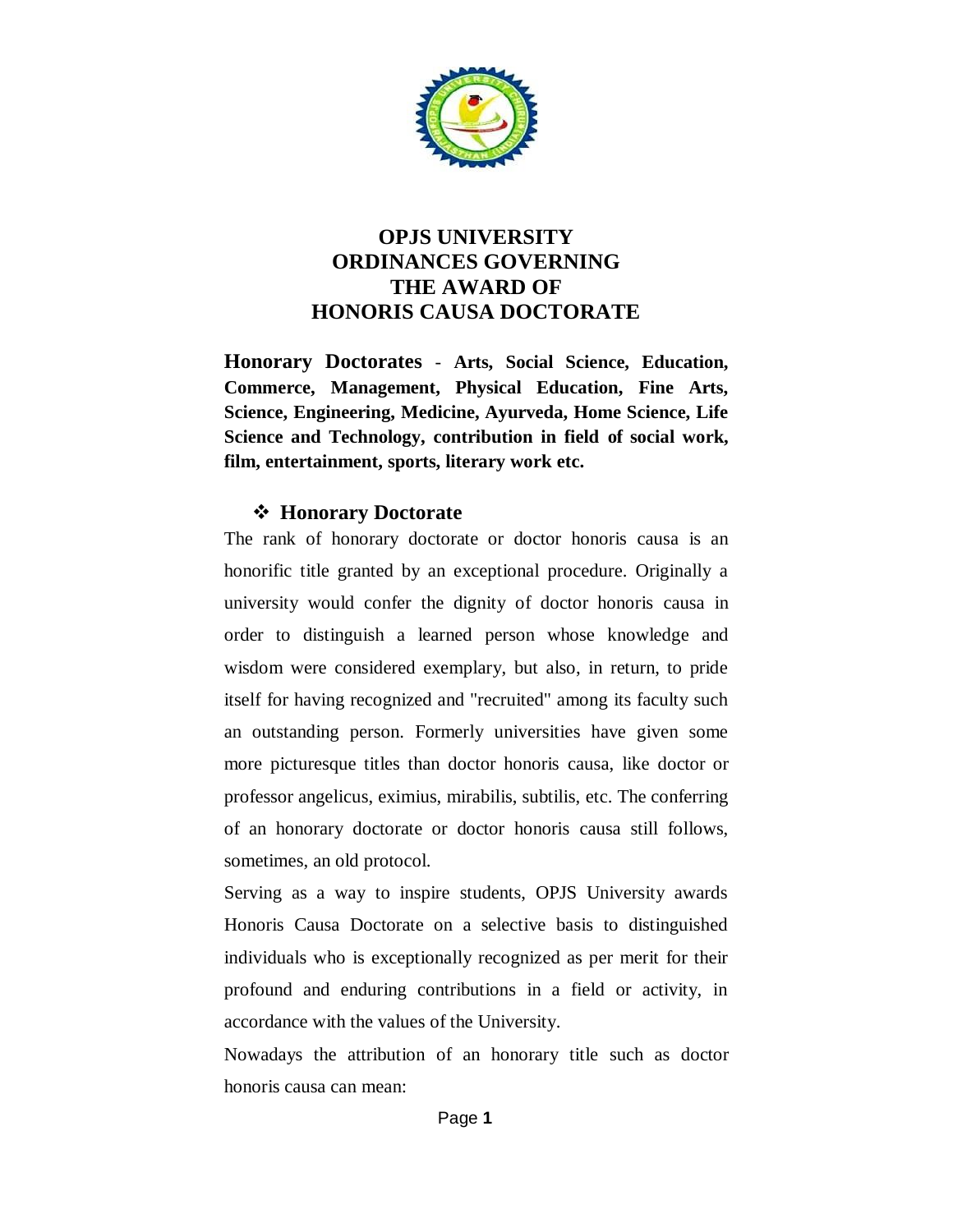# OPJS UNIVERSITY
# ORDINANCES GOVERNING
# THE AWARD OF
# HONORIS CAUSA DOCTORATE

**Honorary Doctorates - Arts, Social Science, Education, Commerce, Management, Physical Education, Fine Arts, Science, Engineering, Medicine, Ayurveda, Home Science, Life Science and Technology, contribution in field of social work, film, entertainment, sports, literary work etc.**

## ❖ Honorary Doctorate

The rank of honorary doctorate or doctor honoris causa is an honorific title granted by an exceptional procedure. Originally a university would confer the dignity of doctor honoris causa in order to distinguish a learned person whose knowledge and wisdom were considered exemplary, but also, in return, to pride itself for having recognized and "recruited" among its faculty such an outstanding person. Formerly universities have given some more picturesque titles than doctor honoris causa, like doctor or professor angelicus, eximius, mirabilis, subtilis, etc. The conferring of an honorary doctorate or doctor honoris causa still follows, sometimes, an old protocol.

Serving as a way to inspire students, OPJS University awards Honoris Causa Doctorate on a selective basis to distinguished individuals who is exceptionally recognized as per merit for their profound and enduring contributions in a field or activity, in accordance with the values of the University.

Nowadays the attribution of an honorary title such as doctor honoris causa can mean: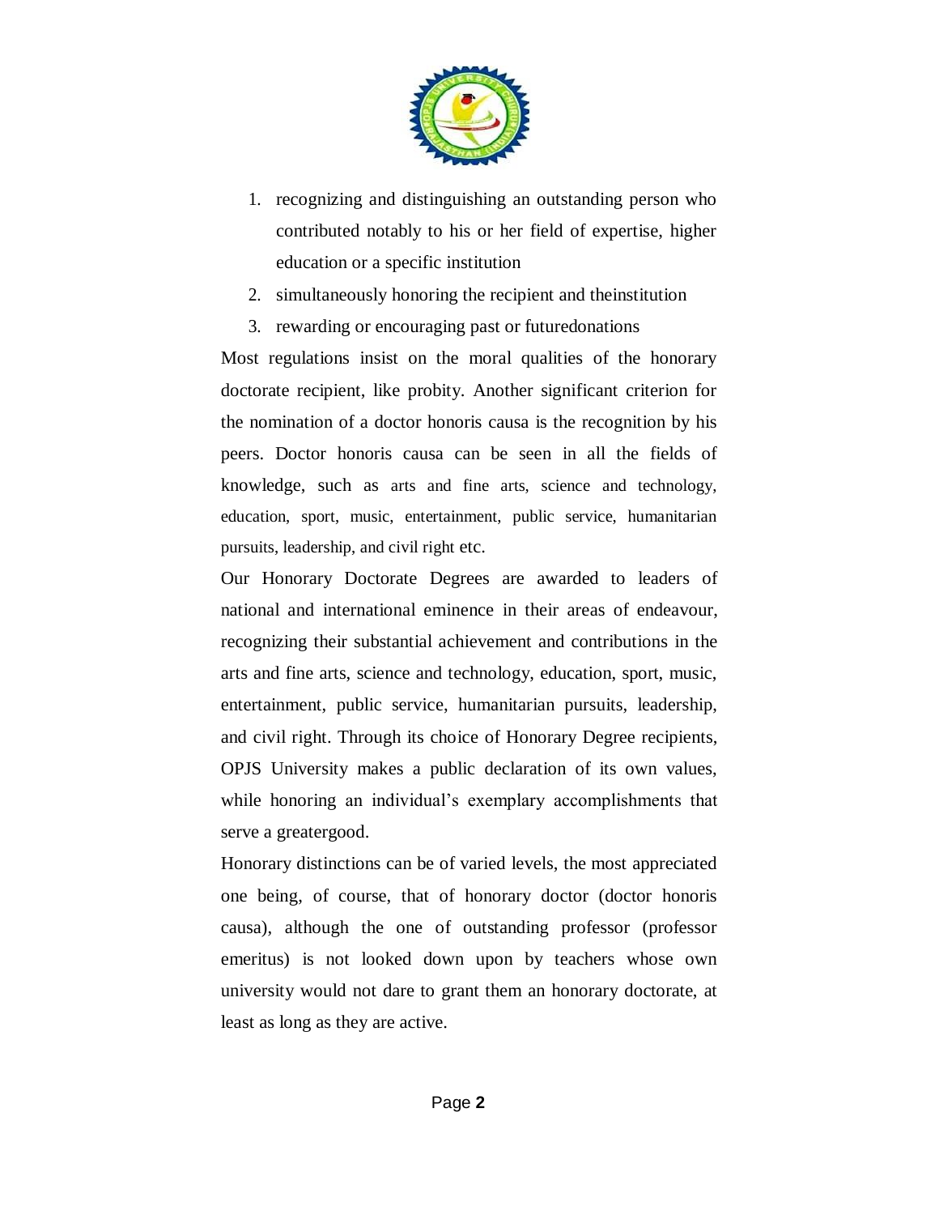1. recognizing and distinguishing an outstanding person who contributed notably to his or her field of expertise, higher education or a specific institution
2. simultaneously honoring the recipient and theinstitution
3. rewarding or encouraging past or futuredonations

Most regulations insist on the moral qualities of the honorary doctorate recipient, like probity. Another significant criterion for the nomination of a doctor honoris causa is the recognition by his peers. Doctor honoris causa can be seen in all the fields of knowledge, such as arts and fine arts, science and technology, education, sport, music, entertainment, public service, humanitarian pursuits, leadership, and civil right etc.

Our Honorary Doctorate Degrees are awarded to leaders of national and international eminence in their areas of endeavour, recognizing their substantial achievement and contributions in the arts and fine arts, science and technology, education, sport, music, entertainment, public service, humanitarian pursuits, leadership, and civil right. Through its choice of Honorary Degree recipients, OPJS University makes a public declaration of its own values, while honoring an individual's exemplary accomplishments that serve a greatergood.

Honorary distinctions can be of varied levels, the most appreciated one being, of course, that of honorary doctor (doctor honoris causa), although the one of outstanding professor (professor emeritus) is not looked down upon by teachers whose own university would not dare to grant them an honorary doctorate, at least as long as they are active.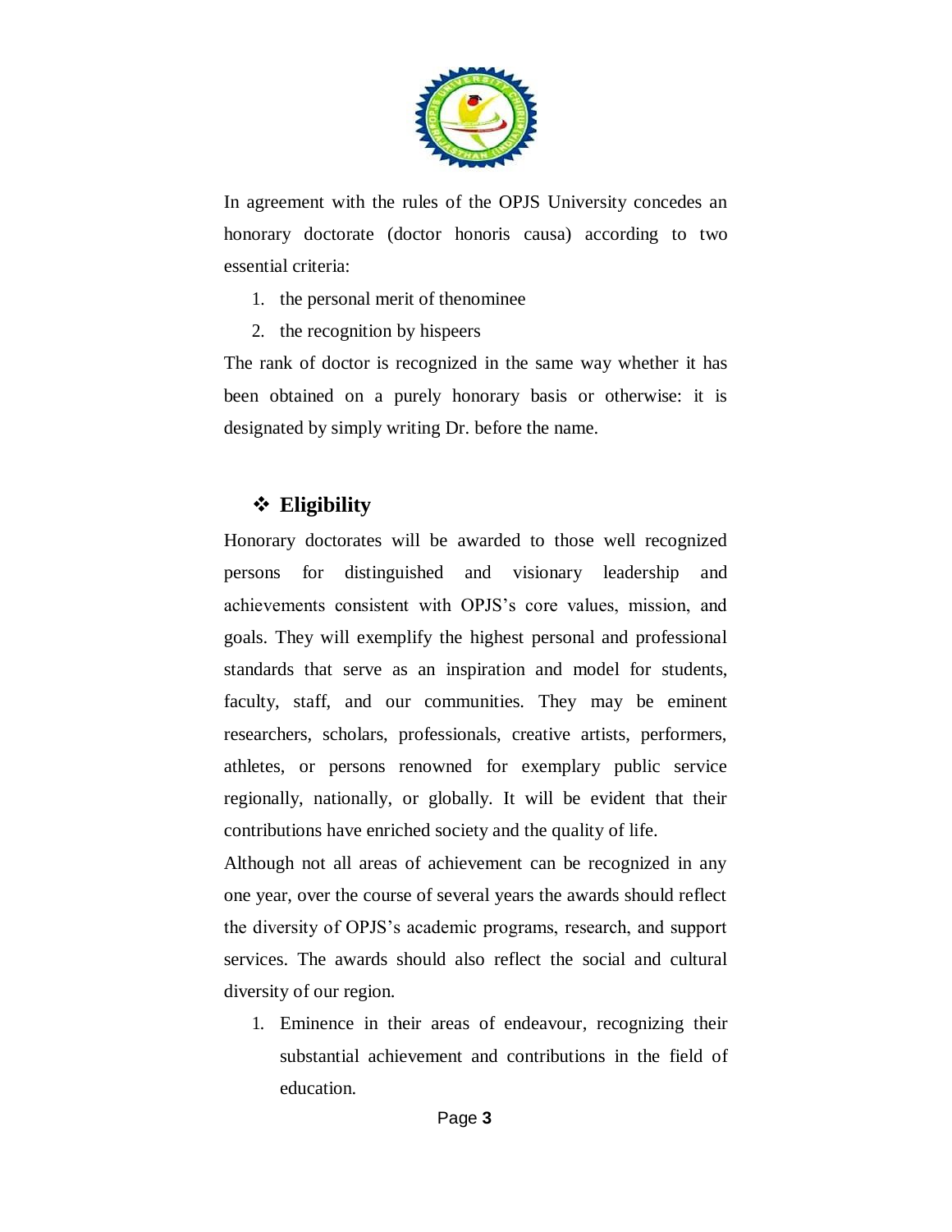In agreement with the rules of the OPJS University concedes an honorary doctorate (doctor honoris causa) according to two essential criteria:

1. the personal merit of thenominee
2. the recognition by hispeers

The rank of doctor is recognized in the same way whether it has been obtained on a purely honorary basis or otherwise: it is designated by simply writing Dr. before the name.

## ❖ Eligibility

Honorary doctorates will be awarded to those well recognized persons for distinguished and visionary leadership and achievements consistent with OPJS's core values, mission, and goals. They will exemplify the highest personal and professional standards that serve as an inspiration and model for students, faculty, staff, and our communities. They may be eminent researchers, scholars, professionals, creative artists, performers, athletes, or persons renowned for exemplary public service regionally, nationally, or globally. It will be evident that their contributions have enriched society and the quality of life.

Although not all areas of achievement can be recognized in any one year, over the course of several years the awards should reflect the diversity of OPJS's academic programs, research, and support services. The awards should also reflect the social and cultural diversity of our region.

1. Eminence in their areas of endeavour, recognizing their substantial achievement and contributions in the field of education.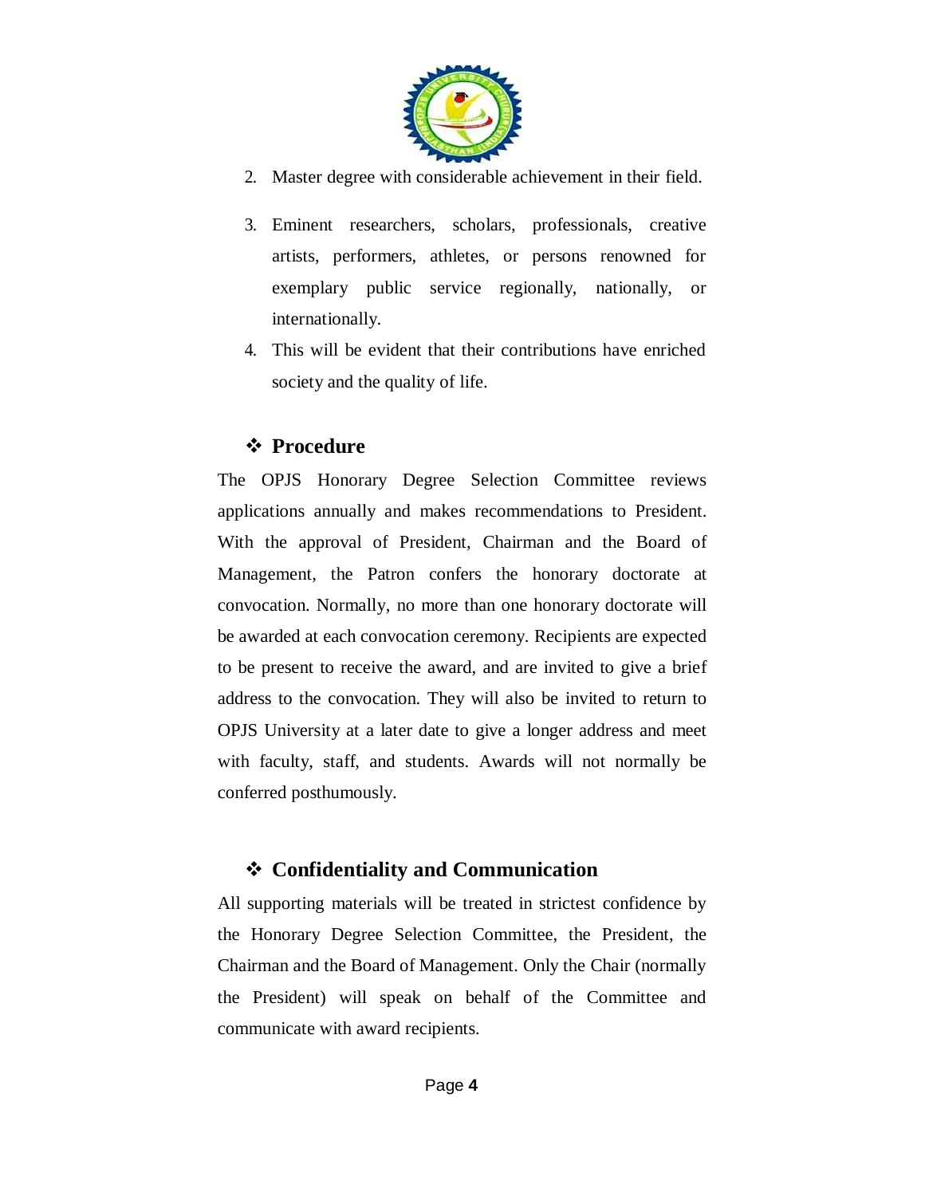2. Master degree with considerable achievement in their field.
3. Eminent researchers, scholars, professionals, creative artists, performers, athletes, or persons renowned for exemplary public service regionally, nationally, or internationally.
4. This will be evident that their contributions have enriched society and the quality of life.

## ❖ Procedure

The OPJS Honorary Degree Selection Committee reviews applications annually and makes recommendations to President. With the approval of President, Chairman and the Board of Management, the Patron confers the honorary doctorate at convocation. Normally, no more than one honorary doctorate will be awarded at each convocation ceremony. Recipients are expected to be present to receive the award, and are invited to give a brief address to the convocation. They will also be invited to return to OPJS University at a later date to give a longer address and meet with faculty, staff, and students. Awards will not normally be conferred posthumously.

## ❖ Confidentiality and Communication

All supporting materials will be treated in strictest confidence by the Honorary Degree Selection Committee, the President, the Chairman and the Board of Management. Only the Chair (normally the President) will speak on behalf of the Committee and communicate with award recipients.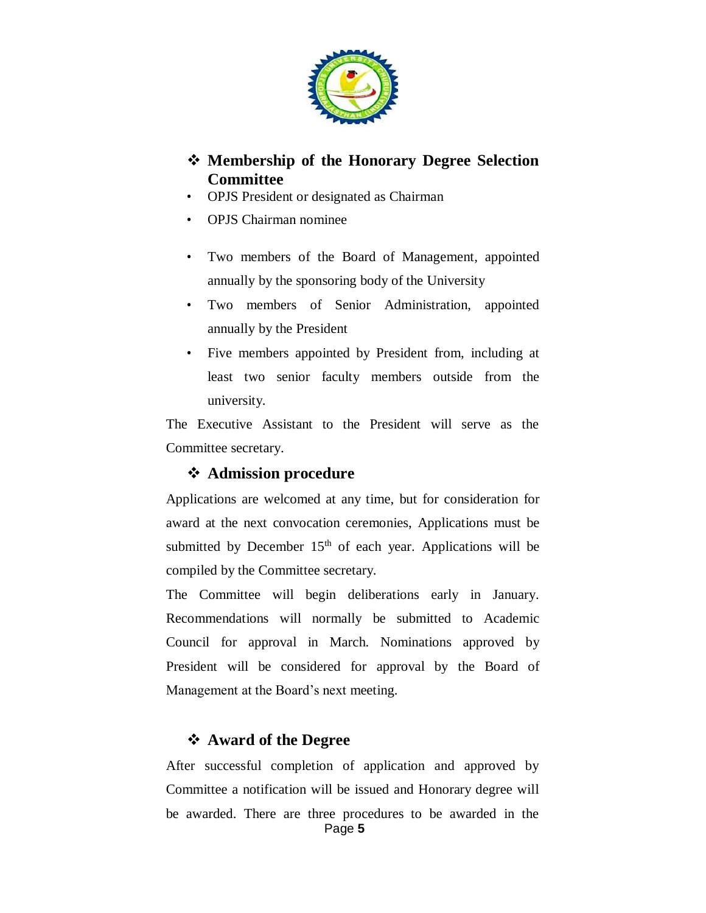## ❖ Membership of the Honorary Degree Selection Committee

- OPJS President or designated as Chairman
- OPJS Chairman nominee
- Two members of the Board of Management, appointed annually by the sponsoring body of the University
- Two members of Senior Administration, appointed annually by the President
- Five members appointed by President from, including at least two senior faculty members outside from the university.

The Executive Assistant to the President will serve as the Committee secretary.

## ❖ Admission procedure

Applications are welcomed at any time, but for consideration for award at the next convocation ceremonies, Applications must be submitted by December 15th of each year. Applications will be compiled by the Committee secretary.

The Committee will begin deliberations early in January. Recommendations will normally be submitted to Academic Council for approval in March. Nominations approved by President will be considered for approval by the Board of Management at the Board's next meeting.

## ❖ Award of the Degree

After successful completion of application and approved by Committee a notification will be issued and Honorary degree will be awarded. There are three procedures to be awarded in the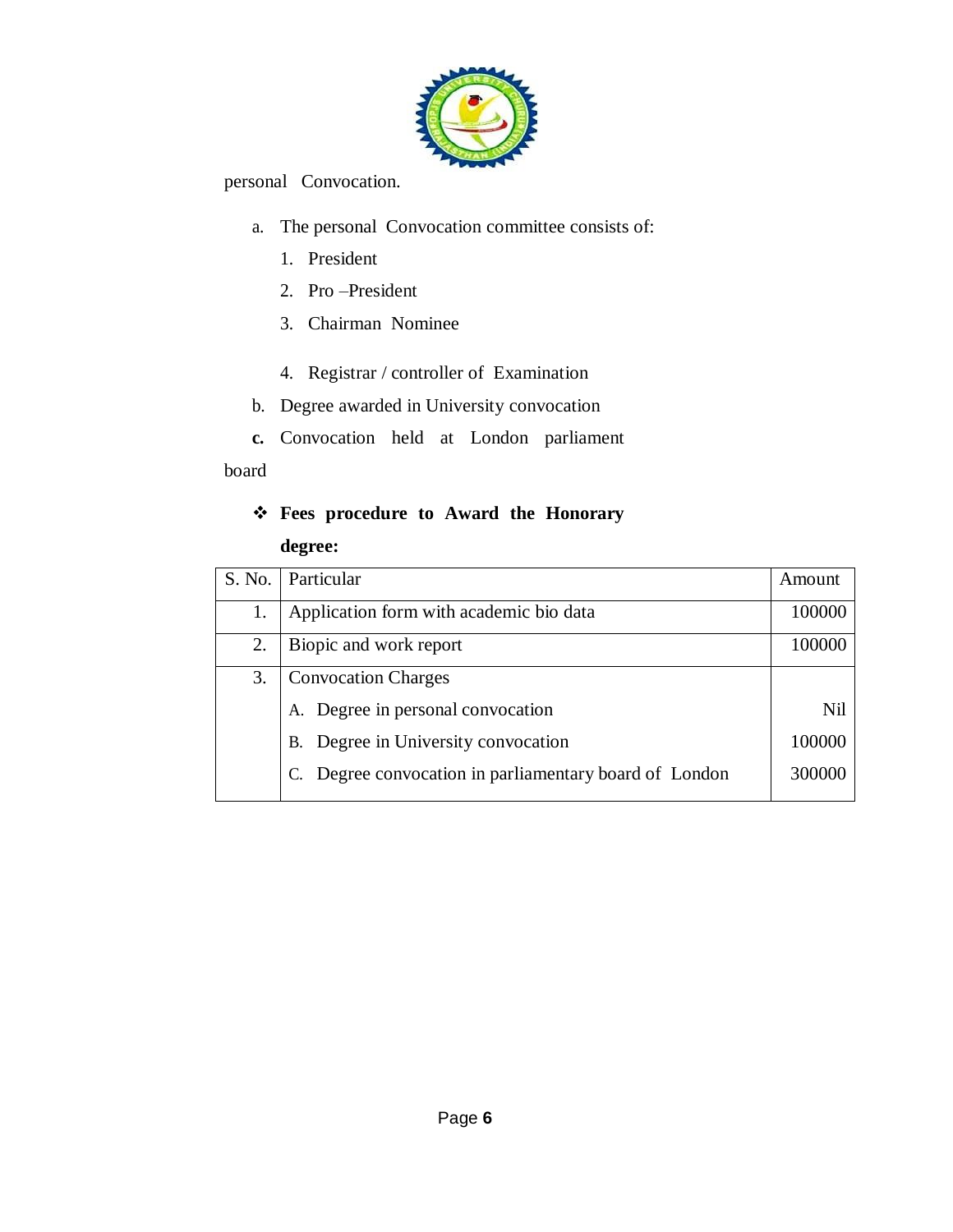personal Convocation.

a. The personal Convocation committee consists of:
    1. President
    2. Pro –President
    3. Chairman Nominee
    4. Registrar / controller of Examination

b. Degree awarded in University convocation

**c.** Convocation held at London parliament board

❖ **Fees procedure to Award the Honorary degree:**

| S. No. | Particular | Amount |
|---|---|---|
| 1. | Application form with academic bio data | 100000 |
| 2. | Biopic and work report | 100000 |
| 3. | Convocation Charges | |
| | A. Degree in personal convocation | Nil |
| | B. Degree in University convocation | 100000 |
| | C. Degree convocation in parliamentary board of London | 300000 |